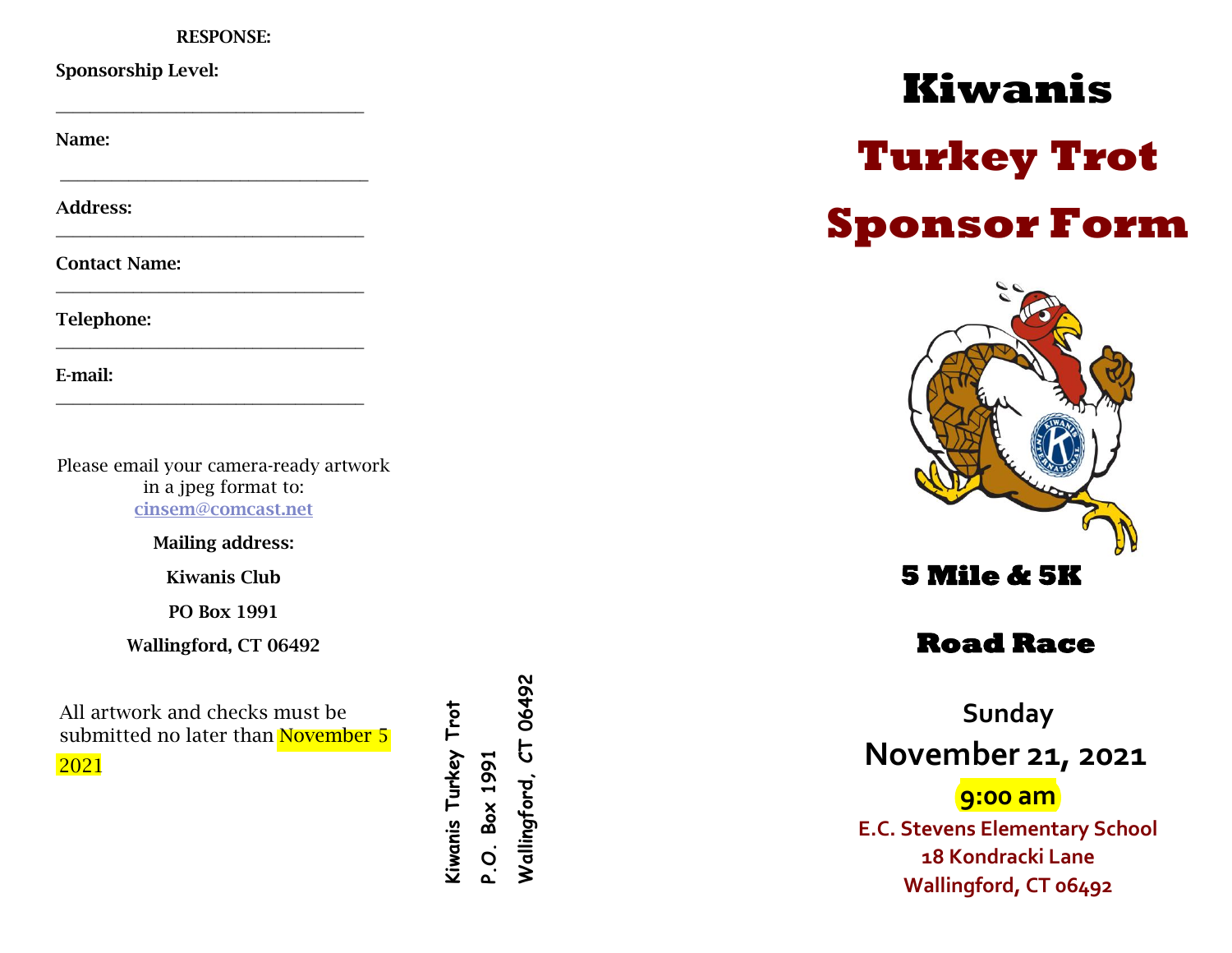**RESPONSE:**

**Sponsorship Level:** ________________________________

**Name:** ________________________________

**Address:** ________________________________

**Contact Name:** ________________________________

**Telephone:** ________________________________

**E-mail:** ________________________________

Please email your camera-ready artwork in a jpeg format to: cinsem@comcast.net

**Mailing address:**

**Kiwanis Club**

**PO Box 1991**

**Wallingford, CT 06492**

All artwork and checks must be submitted no later than November 5 2021

**Kiwanis Turkey Trot**
***P.O. Box 1991***
***Wallingford, CT 06492***

# Kiwanis

# Turkey Trot

# Sponsor Form

## 5 Mile & 5K

## Road Race

**Sunday**

**November 21, 2021**

**9:00 am**

**E.C. Stevens Elementary School**
**18 Kondracki Lane**
**Wallingford, CT 06492**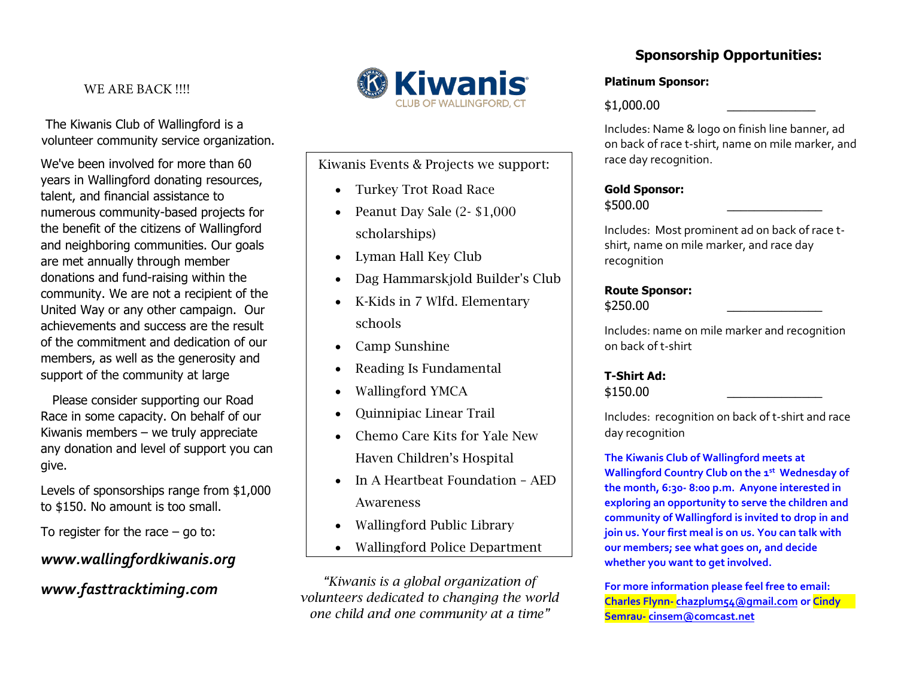WE ARE BACK !!!!

The Kiwanis Club of Wallingford is a volunteer community service organization.

We've been involved for more than 60 years in Wallingford donating resources, talent, and financial assistance to numerous community-based projects for the benefit of the citizens of Wallingford and neighboring communities. Our goals are met annually through member donations and fund-raising within the community. We are not a recipient of the United Way or any other campaign. Our achievements and success are the result of the commitment and dedication of our members, as well as the generosity and support of the community at large

Please consider supporting our Road Race in some capacity. On behalf of our Kiwanis members – we truly appreciate any donation and level of support you can give.

Levels of sponsorships range from $1,000 to $150. No amount is too small.

To register for the race – go to:

***www.wallingfordkiwanis.org***

***www.fasttracktiming.com***

# Kiwanis

CLUB OF WALLINGFORD, CT

Kiwanis Events & Projects we support:

- Turkey Trot Road Race
- Peanut Day Sale (2- $1,000 scholarships)
- Lyman Hall Key Club
- Dag Hammarskjold Builder's Club
- K-Kids in 7 Wlfd. Elementary schools
- Camp Sunshine
- Reading Is Fundamental
- Wallingford YMCA
- Quinnipiac Linear Trail
- Chemo Care Kits for Yale New Haven Children's Hospital
- In A Heartbeat Foundation – AED Awareness
- Wallingford Public Library
- Wallingford Police Department

*"Kiwanis is a global organization of volunteers dedicated to changing the world one child and one community at a time"*

## Sponsorship Opportunities:

**Platinum Sponsor:**

$1,000.00 ____________

Includes: Name & logo on finish line banner, ad on back of race t-shirt, name on mile marker, and race day recognition.

**Gold Sponsor:**

$500.00 ____________

Includes: Most prominent ad on back of race t-shirt, name on mile marker, and race day recognition

**Route Sponsor:**

$250.00 ____________

Includes: name on mile marker and recognition on back of t-shirt

**T-Shirt Ad:**

$150.00 ____________

Includes: recognition on back of t-shirt and race day recognition

**The Kiwanis Club of Wallingford meets at Wallingford Country Club on the 1st Wednesday of the month, 6:30- 8:00 p.m. Anyone interested in exploring an opportunity to serve the children and community of Wallingford is invited to drop in and join us. Your first meal is on us. You can talk with our members; see what goes on, and decide whether you want to get involved.**

**For more information please feel free to email: Charles Flynn- chazplum54@gmail.com or Cindy Semrau- cinsem@comcast.net**